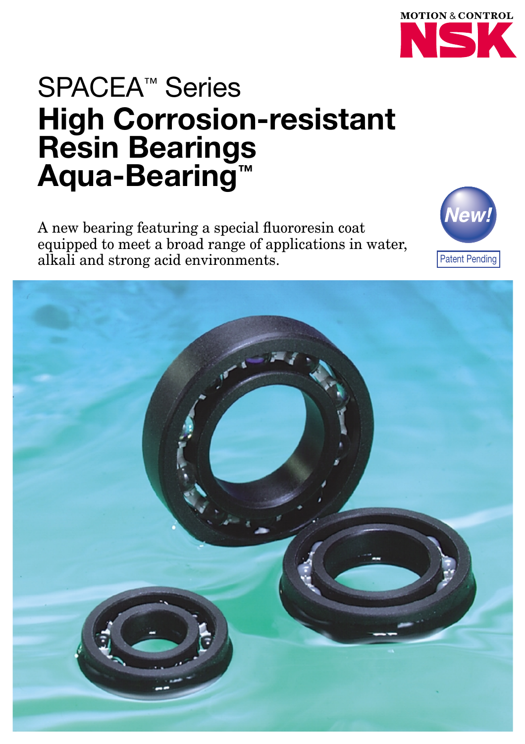MOTION & CONTROL NSK

# SPACEA™ Series
# High Corrosion-resistant Resin Bearings Aqua-Bearing™

A new bearing featuring a special fluororesin coat equipped to meet a broad range of applications in water, alkali and strong acid environments.

New!

Patent Pending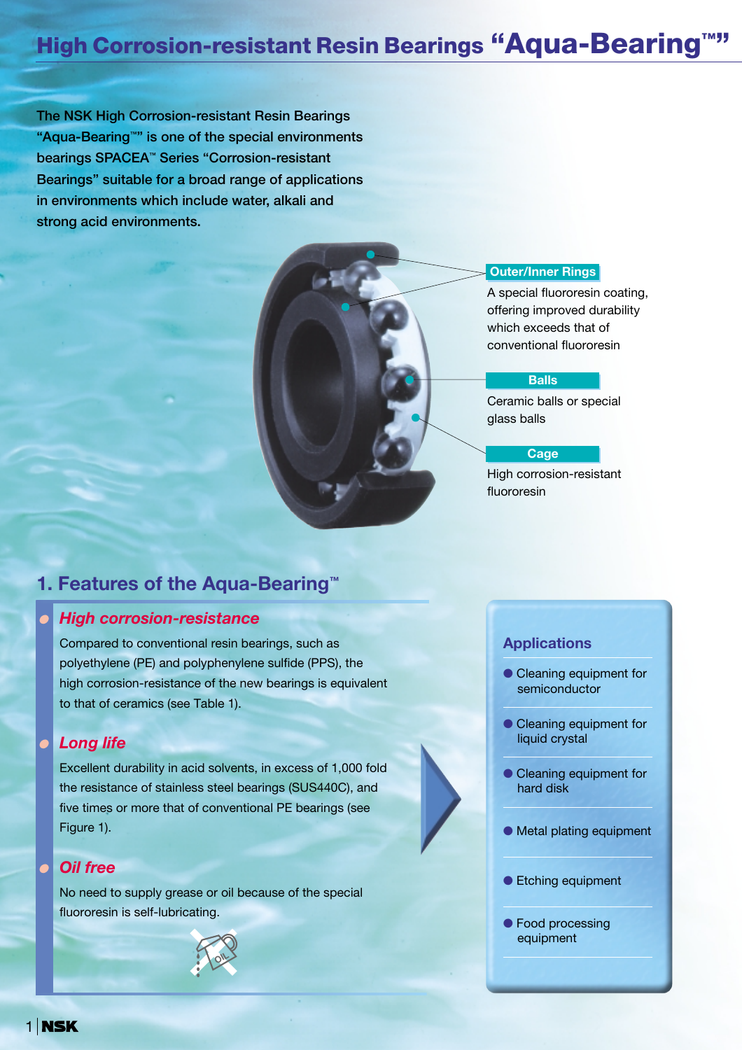# High Corrosion-resistant Resin Bearings "Aqua-Bearing™"

The NSK High Corrosion-resistant Resin Bearings "Aqua-Bearing™" is one of the special environments bearings SPACEA™ Series "Corrosion-resistant Bearings" suitable for a broad range of applications in environments which include water, alkali and strong acid environments.

**Outer/Inner Rings**

A special fluororesin coating, offering improved durability which exceeds that of conventional fluororesin

**Balls**

Ceramic balls or special glass balls

**Cage**

High corrosion-resistant fluororesin

## 1. Features of the Aqua-Bearing™

### *High corrosion-resistance*

Compared to conventional resin bearings, such as polyethylene (PE) and polyphenylene sulfide (PPS), the high corrosion-resistance of the new bearings is equivalent to that of ceramics (see Table 1).

### *Long life*

Excellent durability in acid solvents, in excess of 1,000 fold the resistance of stainless steel bearings (SUS440C), and five times or more that of conventional PE bearings (see Figure 1).

### *Oil free*

No need to supply grease or oil because of the special fluororesin is self-lubricating.

### Applications

- Cleaning equipment for semiconductor
- Cleaning equipment for liquid crystal
- Cleaning equipment for hard disk
- Metal plating equipment
- Etching equipment
- Food processing equipment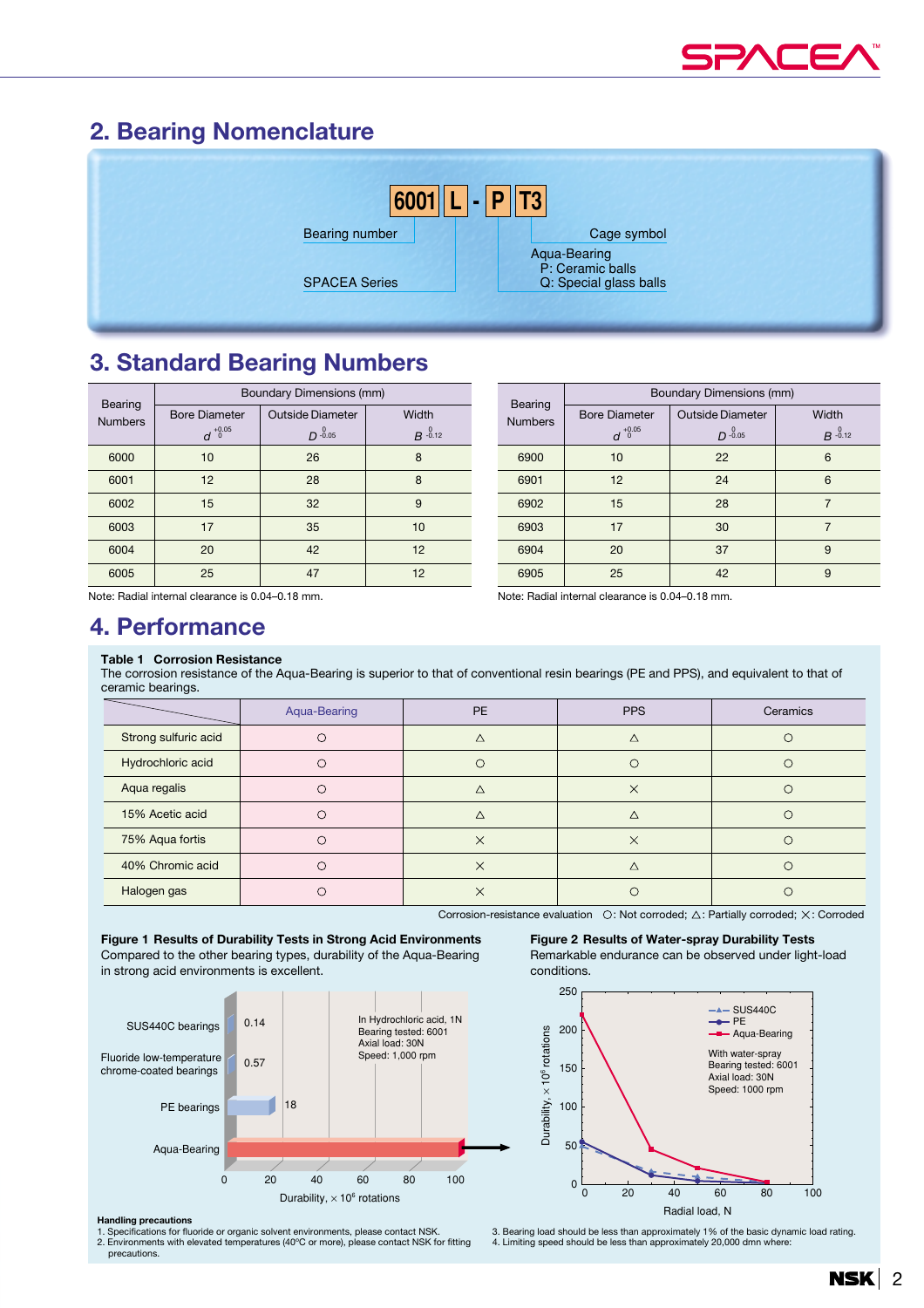## 2. Bearing Nomenclature

6001 L - P T3

Bearing number

SPACEA Series

Cage symbol

Aqua-Bearing
P: Ceramic balls
Q: Special glass balls

## 3. Standard Bearing Numbers

| Bearing Numbers | Boundary Dimensions (mm) | | |
|---|---|---|---|
| | Bore Diameter $d^{+0.05}_{0}$ | Outside Diameter $D^{0}_{-0.05}$ | Width $B^{0}_{-0.12}$ |
| 6000 | 10 | 26 | 8 |
| 6001 | 12 | 28 | 8 |
| 6002 | 15 | 32 | 9 |
| 6003 | 17 | 35 | 10 |
| 6004 | 20 | 42 | 12 |
| 6005 | 25 | 47 | 12 |

Note: Radial internal clearance is 0.04–0.18 mm.

| Bearing Numbers | Boundary Dimensions (mm) | | |
|---|---|---|---|
| | Bore Diameter $d^{+0.05}_{0}$ | Outside Diameter $D^{0}_{-0.05}$ | Width $B^{0}_{-0.12}$ |
| 6900 | 10 | 22 | 6 |
| 6901 | 12 | 24 | 6 |
| 6902 | 15 | 28 | 7 |
| 6903 | 17 | 30 | 7 |
| 6904 | 20 | 37 | 9 |
| 6905 | 25 | 42 | 9 |

Note: Radial internal clearance is 0.04–0.18 mm.

## 4. Performance

**Table 1 Corrosion Resistance**

The corrosion resistance of the Aqua-Bearing is superior to that of conventional resin bearings (PE and PPS), and equivalent to that of ceramic bearings.

| | Aqua-Bearing | PE | PPS | Ceramics |
|---|---|---|---|---|
| Strong sulfuric acid | ○ | △ | △ | ○ |
| Hydrochloric acid | ○ | ○ | ○ | ○ |
| Aqua regalis | ○ | △ | × | ○ |
| 15% Acetic acid | ○ | △ | △ | ○ |
| 75% Aqua fortis | ○ | × | × | ○ |
| 40% Chromic acid | ○ | × | △ | ○ |
| Halogen gas | ○ | × | ○ | ○ |

Corrosion-resistance evaluation ○: Not corroded; △: Partially corroded; ×: Corroded

**Figure 1 Results of Durability Tests in Strong Acid Environments**

Compared to the other bearing types, durability of the Aqua-Bearing in strong acid environments is excellent.

SUS440C bearings 0.14
Fluoride low-temperature chrome-coated bearings 0.57
PE bearings 18
Aqua-Bearing

In Hydrochloric acid, 1N
Bearing tested: 6001
Axial load: 30N
Speed: 1,000 rpm

0 20 40 60 80 100
Durability, × $10^6$ rotations

**Figure 2 Results of Water-spray Durability Tests**

Remarkable endurance can be observed under light-load conditions.

SUS440C
PE
Aqua-Bearing

With water-spray
Bearing tested: 6001
Axial load: 30N
Speed: 1000 rpm

Durability, × $10^6$ rotations
0 50 100 150 200 250

Radial load, N
0 20 40 60 80 100

**Handling precautions**

1. Specifications for fluoride or organic solvent environments, please contact NSK.
2. Environments with elevated temperatures (40ºC or more), please contact NSK for fitting precautions.
3. Bearing load should be less than approximately 1% of the basic dynamic load rating.
4. Limiting speed should be less than approximately 20,000 dmn where: